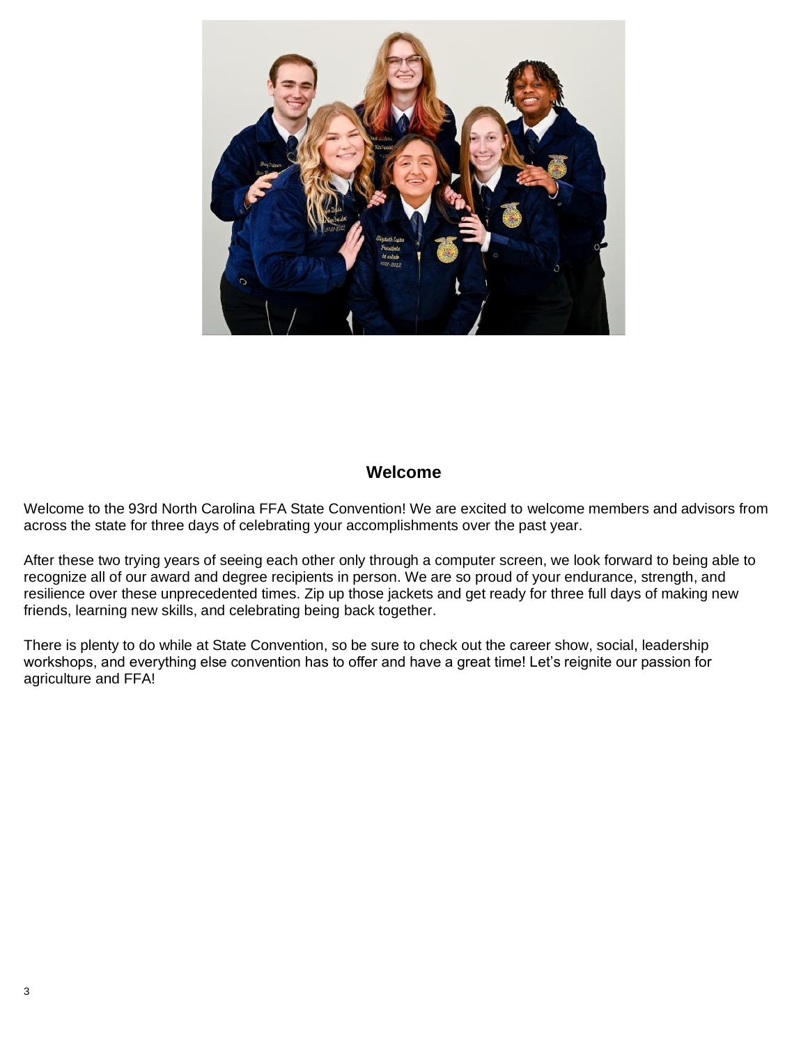## Welcome

Welcome to the 93rd North Carolina FFA State Convention! We are excited to welcome members and advisors from across the state for three days of celebrating your accomplishments over the past year.

After these two trying years of seeing each other only through a computer screen, we look forward to being able to recognize all of our award and degree recipients in person. We are so proud of your endurance, strength, and resilience over these unprecedented times. Zip up those jackets and get ready for three full days of making new friends, learning new skills, and celebrating being back together.

There is plenty to do while at State Convention, so be sure to check out the career show, social, leadership workshops, and everything else convention has to offer and have a great time! Let's reignite our passion for agriculture and FFA!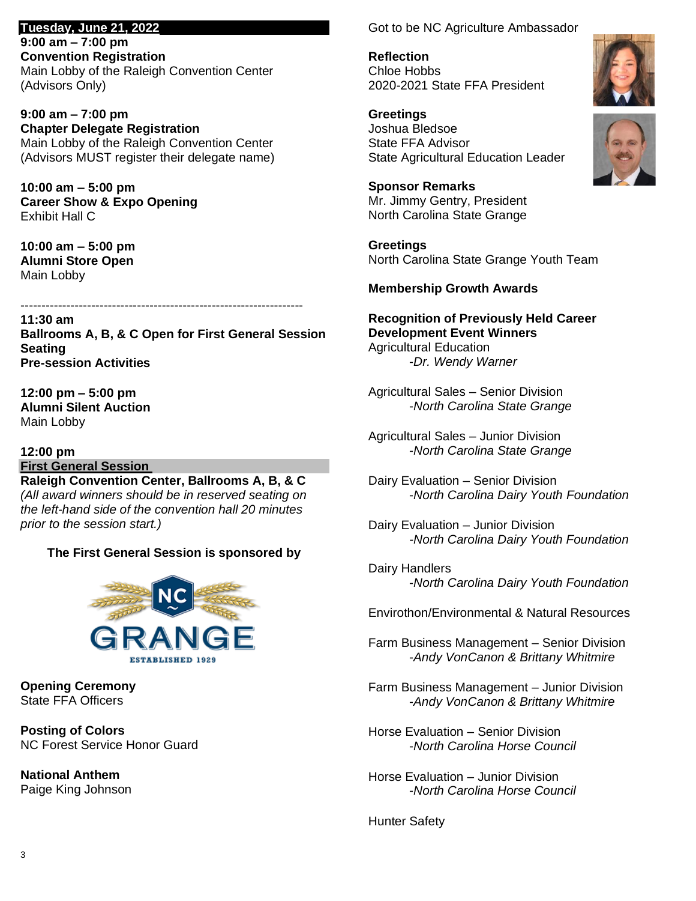## Tuesday, June 21, 2022

**9:00 am – 7:00 pm**
**Convention Registration**
Main Lobby of the Raleigh Convention Center
(Advisors Only)

**9:00 am – 7:00 pm**
**Chapter Delegate Registration**
Main Lobby of the Raleigh Convention Center
(Advisors MUST register their delegate name)

**10:00 am – 5:00 pm**
**Career Show & Expo Opening**
Exhibit Hall C

**10:00 am – 5:00 pm**
**Alumni Store Open**
Main Lobby

---

**11:30 am**
**Ballrooms A, B, & C Open for First General Session Seating**
**Pre-session Activities**

**12:00 pm – 5:00 pm**
**Alumni Silent Auction**
Main Lobby

**12:00 pm**

### First General Session

**Raleigh Convention Center, Ballrooms A, B, & C**
*(All award winners should be in reserved seating on the left-hand side of the convention hall 20 minutes prior to the session start.)*

**The First General Session is sponsored by**

NC GRANGE
ESTABLISHED 1929

**Opening Ceremony**
State FFA Officers

**Posting of Colors**
NC Forest Service Honor Guard

**National Anthem**
Paige King Johnson

Got to be NC Agriculture Ambassador

**Reflection**
Chloe Hobbs
2020-2021 State FFA President

**Greetings**
Joshua Bledsoe
State FFA Advisor
State Agricultural Education Leader

**Sponsor Remarks**
Mr. Jimmy Gentry, President
North Carolina State Grange

**Greetings**
North Carolina State Grange Youth Team

**Membership Growth Awards**

**Recognition of Previously Held Career Development Event Winners**

Agricultural Education
*-Dr. Wendy Warner*

Agricultural Sales – Senior Division
*-North Carolina State Grange*

Agricultural Sales – Junior Division
*-North Carolina State Grange*

Dairy Evaluation – Senior Division
*-North Carolina Dairy Youth Foundation*

Dairy Evaluation – Junior Division
*-North Carolina Dairy Youth Foundation*

Dairy Handlers
*-North Carolina Dairy Youth Foundation*

Envirothon/Environmental & Natural Resources

Farm Business Management – Senior Division
*-Andy VonCanon & Brittany Whitmire*

Farm Business Management – Junior Division
*-Andy VonCanon & Brittany Whitmire*

Horse Evaluation – Senior Division
*-North Carolina Horse Council*

Horse Evaluation – Junior Division
*-North Carolina Horse Council*

Hunter Safety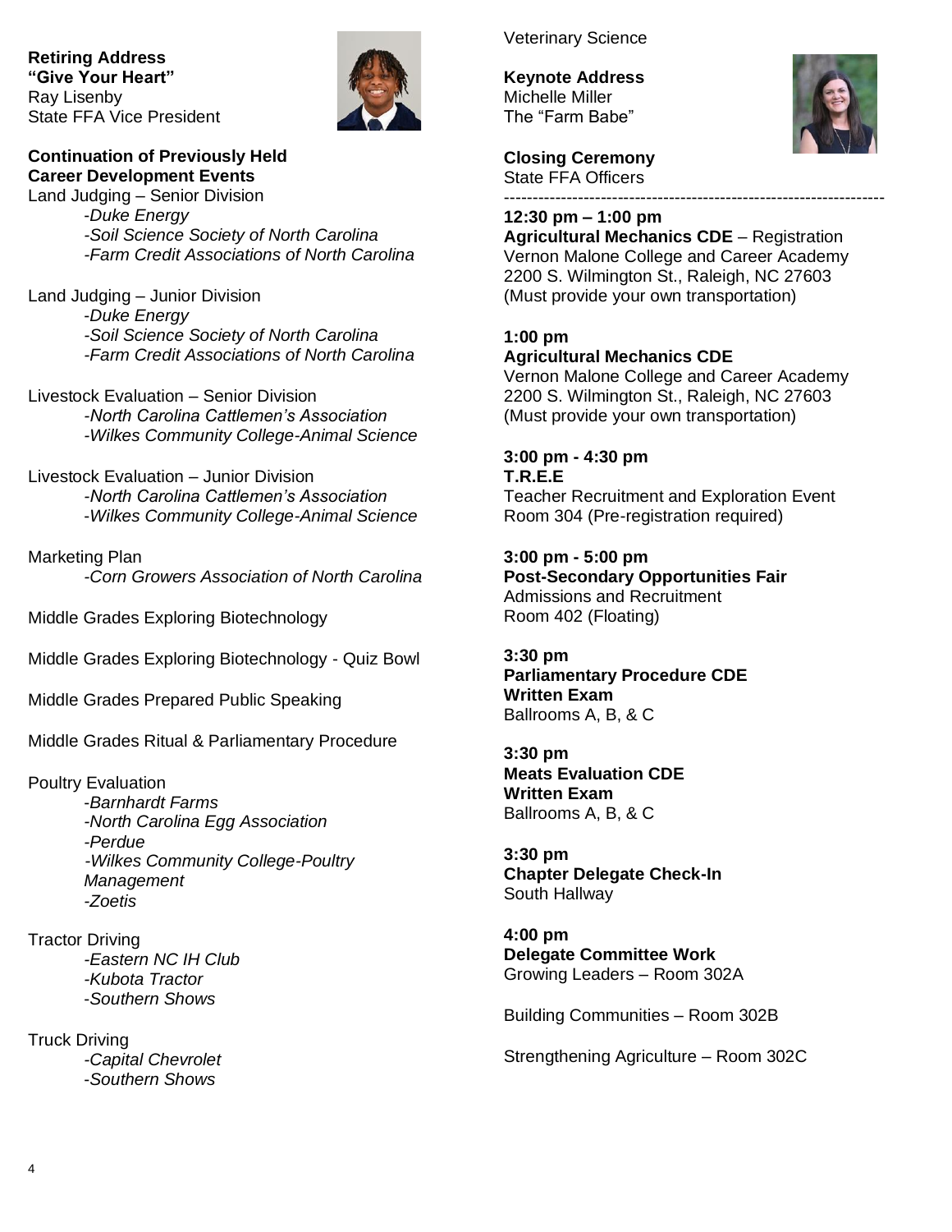**Retiring Address**
**"Give Your Heart"**
Ray Lisenby
State FFA Vice President

**Continuation of Previously Held Career Development Events**

Land Judging – Senior Division
- *Duke Energy*
- *Soil Science Society of North Carolina*
- *Farm Credit Associations of North Carolina*

Land Judging – Junior Division
- *Duke Energy*
- *Soil Science Society of North Carolina*
- *Farm Credit Associations of North Carolina*

Livestock Evaluation – Senior Division
- *North Carolina Cattlemen's Association*
- *Wilkes Community College-Animal Science*

Livestock Evaluation – Junior Division
- *North Carolina Cattlemen's Association*
- *Wilkes Community College-Animal Science*

Marketing Plan
- *Corn Growers Association of North Carolina*

Middle Grades Exploring Biotechnology

Middle Grades Exploring Biotechnology - Quiz Bowl

Middle Grades Prepared Public Speaking

Middle Grades Ritual & Parliamentary Procedure

Poultry Evaluation
- *Barnhardt Farms*
- *North Carolina Egg Association*
- *Perdue*
- *Wilkes Community College-Poultry Management*
- *Zoetis*

Tractor Driving
- *Eastern NC IH Club*
- *Kubota Tractor*
- *Southern Shows*

Truck Driving
- *Capital Chevrolet*
- *Southern Shows*

Veterinary Science

**Keynote Address**
Michelle Miller
The "Farm Babe"

**Closing Ceremony**
State FFA Officers

---

**12:30 pm – 1:00 pm**
**Agricultural Mechanics CDE** – Registration
Vernon Malone College and Career Academy
2200 S. Wilmington St., Raleigh, NC 27603
(Must provide your own transportation)

**1:00 pm**
**Agricultural Mechanics CDE**
Vernon Malone College and Career Academy
2200 S. Wilmington St., Raleigh, NC 27603
(Must provide your own transportation)

**3:00 pm - 4:30 pm**
**T.R.E.E**
Teacher Recruitment and Exploration Event
Room 304 (Pre-registration required)

**3:00 pm - 5:00 pm**
**Post-Secondary Opportunities Fair**
Admissions and Recruitment
Room 402 (Floating)

**3:30 pm**
**Parliamentary Procedure CDE**
**Written Exam**
Ballrooms A, B, & C

**3:30 pm**
**Meats Evaluation CDE**
**Written Exam**
Ballrooms A, B, & C

**3:30 pm**
**Chapter Delegate Check-In**
South Hallway

**4:00 pm**
**Delegate Committee Work**
Growing Leaders – Room 302A

Building Communities – Room 302B

Strengthening Agriculture – Room 302C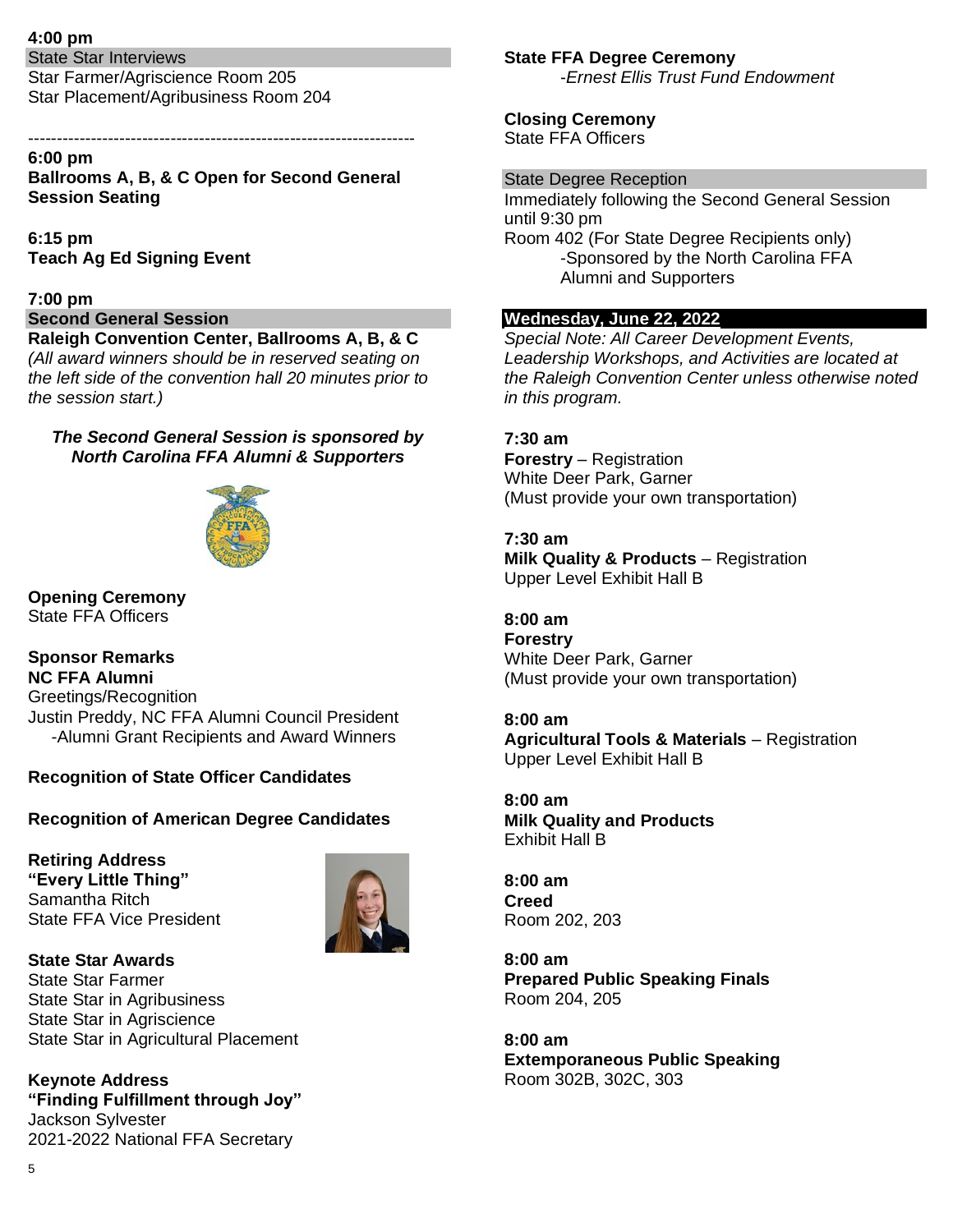**4:00 pm**

State Star Interviews

Star Farmer/Agriscience Room 205

Star Placement/Agribusiness Room 204

-------------------------------------------------------------------

**6:00 pm**

**Ballrooms A, B, & C Open for Second General Session Seating**

**6:15 pm**

**Teach Ag Ed Signing Event**

**7:00 pm**

**Second General Session**

**Raleigh Convention Center, Ballrooms A, B, & C**

*(All award winners should be in reserved seating on the left side of the convention hall 20 minutes prior to the session start.)*

***The Second General Session is sponsored by North Carolina FFA Alumni & Supporters***

**Opening Ceremony**

State FFA Officers

**Sponsor Remarks**

**NC FFA Alumni**

Greetings/Recognition

Justin Preddy, NC FFA Alumni Council President

-Alumni Grant Recipients and Award Winners

**Recognition of State Officer Candidates**

**Recognition of American Degree Candidates**

**Retiring Address**

**"Every Little Thing"**

Samantha Ritch

State FFA Vice President

**State Star Awards**

State Star Farmer

State Star in Agribusiness

State Star in Agriscience

State Star in Agricultural Placement

**Keynote Address**

**"Finding Fulfillment through Joy"**

Jackson Sylvester

2021-2022 National FFA Secretary

**State FFA Degree Ceremony**

*-Ernest Ellis Trust Fund Endowment*

**Closing Ceremony**

State FFA Officers

State Degree Reception

Immediately following the Second General Session until 9:30 pm

Room 402 (For State Degree Recipients only)

-Sponsored by the North Carolina FFA Alumni and Supporters

## Wednesday, June 22, 2022

*Special Note: All Career Development Events, Leadership Workshops, and Activities are located at the Raleigh Convention Center unless otherwise noted in this program.*

**7:30 am**

**Forestry** – Registration

White Deer Park, Garner

(Must provide your own transportation)

**7:30 am**

**Milk Quality & Products** – Registration

Upper Level Exhibit Hall B

**8:00 am**

**Forestry**

White Deer Park, Garner

(Must provide your own transportation)

**8:00 am**

**Agricultural Tools & Materials** – Registration

Upper Level Exhibit Hall B

**8:00 am**

**Milk Quality and Products**

Exhibit Hall B

**8:00 am**

**Creed**

Room 202, 203

**8:00 am**

**Prepared Public Speaking Finals**

Room 204, 205

**8:00 am**

**Extemporaneous Public Speaking**

Room 302B, 302C, 303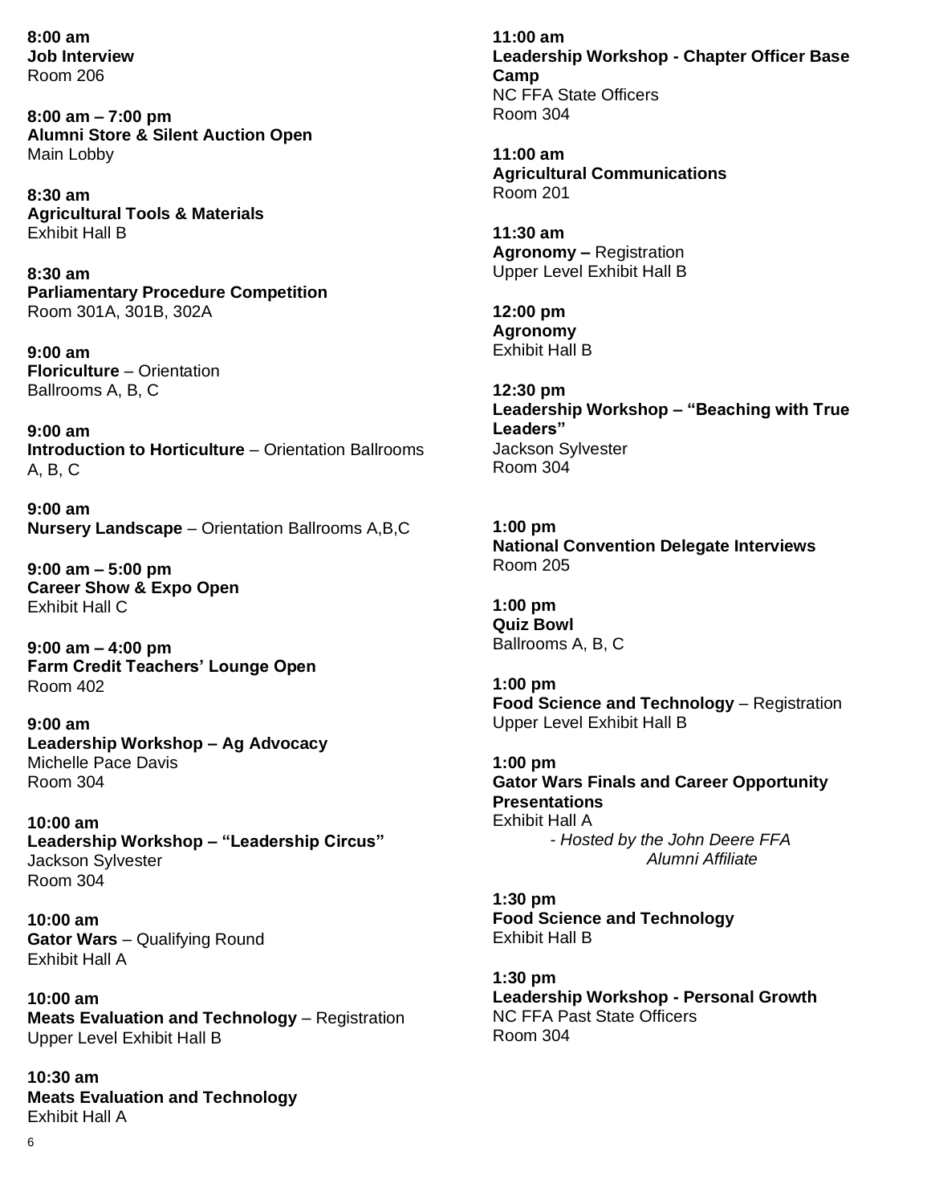**8:00 am**
**Job Interview**
Room 206

**8:00 am – 7:00 pm**
**Alumni Store & Silent Auction Open**
Main Lobby

**8:30 am**
**Agricultural Tools & Materials**
Exhibit Hall B

**8:30 am**
**Parliamentary Procedure Competition**
Room 301A, 301B, 302A

**9:00 am**
**Floriculture** – Orientation
Ballrooms A, B, C

**9:00 am**
**Introduction to Horticulture** – Orientation Ballrooms A, B, C

**9:00 am**
**Nursery Landscape** – Orientation Ballrooms A,B,C

**9:00 am – 5:00 pm**
**Career Show & Expo Open**
Exhibit Hall C

**9:00 am – 4:00 pm**
**Farm Credit Teachers' Lounge Open**
Room 402

**9:00 am**
**Leadership Workshop – Ag Advocacy**
Michelle Pace Davis
Room 304

**10:00 am**
**Leadership Workshop – "Leadership Circus"**
Jackson Sylvester
Room 304

**10:00 am**
**Gator Wars** – Qualifying Round
Exhibit Hall A

**10:00 am**
**Meats Evaluation and Technology** – Registration
Upper Level Exhibit Hall B

**10:30 am**
**Meats Evaluation and Technology**
Exhibit Hall A

**11:00 am**
**Leadership Workshop - Chapter Officer Base Camp**
NC FFA State Officers
Room 304

**11:00 am**
**Agricultural Communications**
Room 201

**11:30 am**
**Agronomy –** Registration
Upper Level Exhibit Hall B

**12:00 pm**
**Agronomy**
Exhibit Hall B

**12:30 pm**
**Leadership Workshop – "Beaching with True Leaders"**
Jackson Sylvester
Room 304

**1:00 pm**
**National Convention Delegate Interviews**
Room 205

**1:00 pm**
**Quiz Bowl**
Ballrooms A, B, C

**1:00 pm**
**Food Science and Technology** – Registration
Upper Level Exhibit Hall B

**1:00 pm**
**Gator Wars Finals and Career Opportunity Presentations**
Exhibit Hall A
*- Hosted by the John Deere FFA Alumni Affiliate*

**1:30 pm**
**Food Science and Technology**
Exhibit Hall B

**1:30 pm**
**Leadership Workshop - Personal Growth**
NC FFA Past State Officers
Room 304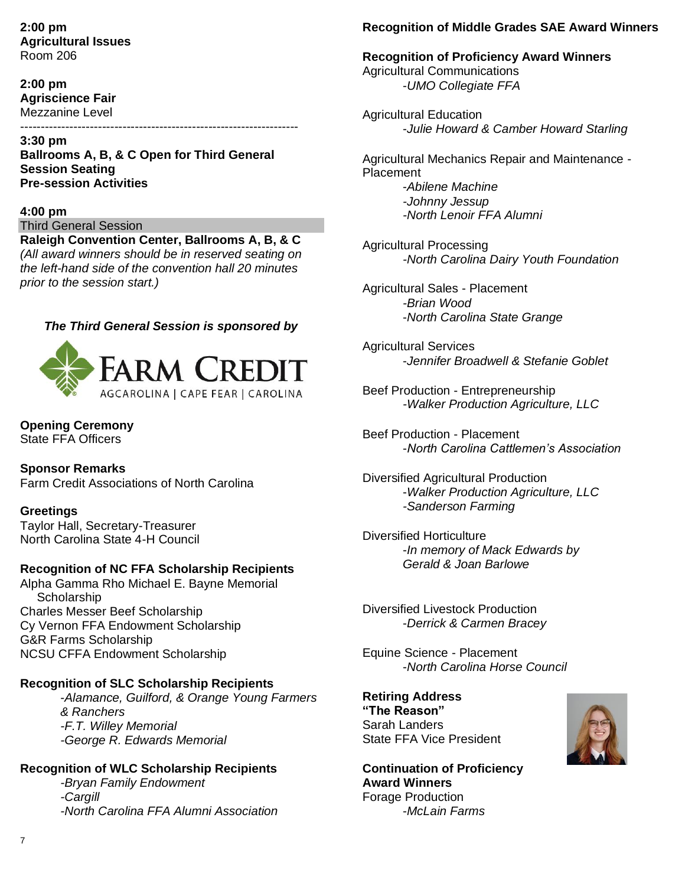**2:00 pm**
**Agricultural Issues**
Room 206

**2:00 pm**
**Agriscience Fair**
Mezzanine Level

---

**3:30 pm**
**Ballrooms A, B, & C Open for Third General Session Seating**
**Pre-session Activities**

**4:00 pm**
Third General Session
**Raleigh Convention Center, Ballrooms A, B, & C**
*(All award winners should be in reserved seating on the left-hand side of the convention hall 20 minutes prior to the session start.)*

***The Third General Session is sponsored by***

FARM CREDIT
AGCAROLINA | CAPE FEAR | CAROLINA

**Opening Ceremony**
State FFA Officers

**Sponsor Remarks**
Farm Credit Associations of North Carolina

**Greetings**
Taylor Hall, Secretary-Treasurer
North Carolina State 4-H Council

**Recognition of NC FFA Scholarship Recipients**
Alpha Gamma Rho Michael E. Bayne Memorial Scholarship
Charles Messer Beef Scholarship
Cy Vernon FFA Endowment Scholarship
G&R Farms Scholarship
NCSU CFFA Endowment Scholarship

**Recognition of SLC Scholarship Recipients**
*-Alamance, Guilford, & Orange Young Farmers & Ranchers*
*-F.T. Willey Memorial*
*-George R. Edwards Memorial*

**Recognition of WLC Scholarship Recipients**
*-Bryan Family Endowment*
*-Cargill*
*-North Carolina FFA Alumni Association*

**Recognition of Middle Grades SAE Award Winners**

**Recognition of Proficiency Award Winners**

Agricultural Communications
*-UMO Collegiate FFA*

Agricultural Education
*-Julie Howard & Camber Howard Starling*

Agricultural Mechanics Repair and Maintenance - Placement
*-Abilene Machine*
*-Johnny Jessup*
*-North Lenoir FFA Alumni*

Agricultural Processing
*-North Carolina Dairy Youth Foundation*

Agricultural Sales - Placement
*-Brian Wood*
*-North Carolina State Grange*

Agricultural Services
*-Jennifer Broadwell & Stefanie Goblet*

Beef Production - Entrepreneurship
*-Walker Production Agriculture, LLC*

Beef Production - Placement
*-North Carolina Cattlemen's Association*

Diversified Agricultural Production
*-Walker Production Agriculture, LLC*
*-Sanderson Farming*

Diversified Horticulture
*-In memory of Mack Edwards by Gerald & Joan Barlowe*

Diversified Livestock Production
*-Derrick & Carmen Bracey*

Equine Science - Placement
*-North Carolina Horse Council*

**Retiring Address**
**"The Reason"**
Sarah Landers
State FFA Vice President

**Continuation of Proficiency Award Winners**

Forage Production
*-McLain Farms*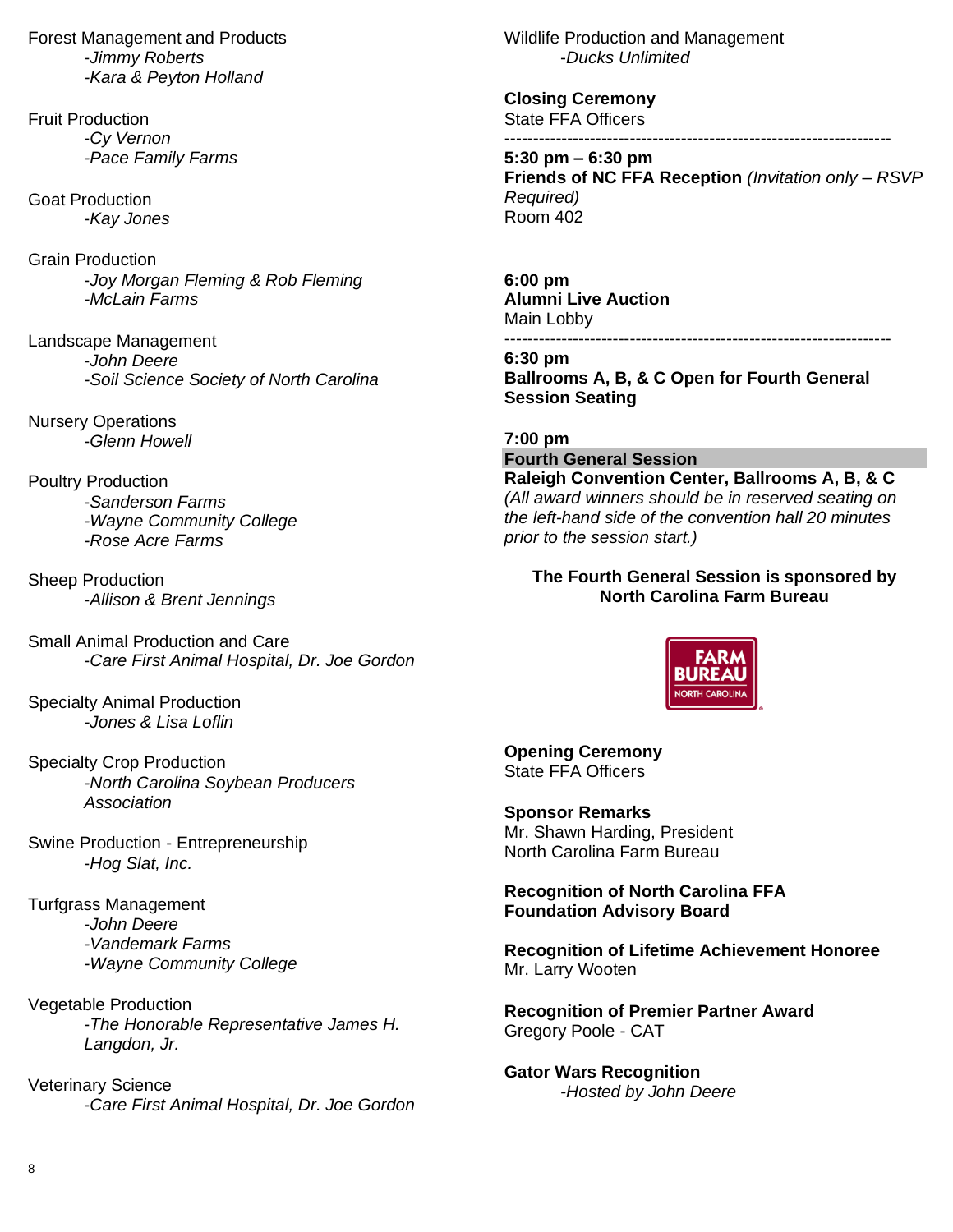Forest Management and Products
- *Jimmy Roberts*
- *Kara & Peyton Holland*

Fruit Production
- *Cy Vernon*
- *Pace Family Farms*

Goat Production
- *Kay Jones*

Grain Production
- *Joy Morgan Fleming & Rob Fleming*
- *McLain Farms*

Landscape Management
- *John Deere*
- *Soil Science Society of North Carolina*

Nursery Operations
- *Glenn Howell*

Poultry Production
- *Sanderson Farms*
- *Wayne Community College*
- *Rose Acre Farms*

Sheep Production
- *Allison & Brent Jennings*

Small Animal Production and Care
- *Care First Animal Hospital, Dr. Joe Gordon*

Specialty Animal Production
- *Jones & Lisa Loflin*

Specialty Crop Production
- *North Carolina Soybean Producers Association*

Swine Production - Entrepreneurship
- *Hog Slat, Inc.*

Turfgrass Management
- *John Deere*
- *Vandemark Farms*
- *Wayne Community College*

Vegetable Production
- *The Honorable Representative James H. Langdon, Jr.*

Veterinary Science
- *Care First Animal Hospital, Dr. Joe Gordon*

Wildlife Production and Management
- *Ducks Unlimited*

**Closing Ceremony**
State FFA Officers

---

**5:30 pm – 6:30 pm**
**Friends of NC FFA Reception** *(Invitation only – RSVP Required)*
Room 402

**6:00 pm**
**Alumni Live Auction**
Main Lobby

---

**6:30 pm**
**Ballrooms A, B, & C Open for Fourth General Session Seating**

**7:00 pm**
**Fourth General Session**
**Raleigh Convention Center, Ballrooms A, B, & C**
*(All award winners should be in reserved seating on the left-hand side of the convention hall 20 minutes prior to the session start.)*

**The Fourth General Session is sponsored by North Carolina Farm Bureau**

FARM BUREAU NORTH CAROLINA

**Opening Ceremony**
State FFA Officers

**Sponsor Remarks**
Mr. Shawn Harding, President
North Carolina Farm Bureau

**Recognition of North Carolina FFA Foundation Advisory Board**

**Recognition of Lifetime Achievement Honoree**
Mr. Larry Wooten

**Recognition of Premier Partner Award**
Gregory Poole - CAT

**Gator Wars Recognition**
- *Hosted by John Deere*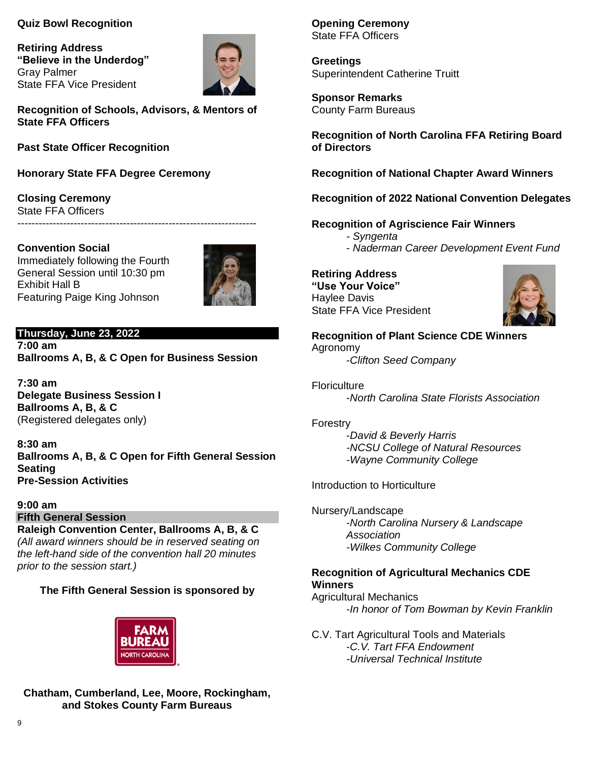**Quiz Bowl Recognition**

**Retiring Address**
**"Believe in the Underdog"**
Gray Palmer
State FFA Vice President

**Recognition of Schools, Advisors, & Mentors of State FFA Officers**

**Past State Officer Recognition**

**Honorary State FFA Degree Ceremony**

**Closing Ceremony**
State FFA Officers

---

**Convention Social**
Immediately following the Fourth General Session until 10:30 pm
Exhibit Hall B
Featuring Paige King Johnson

## Thursday, June 23, 2022

**7:00 am**
**Ballrooms A, B, & C Open for Business Session**

**7:30 am**
**Delegate Business Session I**
**Ballrooms A, B, & C**
(Registered delegates only)

**8:30 am**
**Ballrooms A, B, & C Open for Fifth General Session Seating**
**Pre-Session Activities**

**9:00 am**
**Fifth General Session**
**Raleigh Convention Center, Ballrooms A, B, & C**
*(All award winners should be in reserved seating on the left-hand side of the convention hall 20 minutes prior to the session start.)*

**The Fifth General Session is sponsored by**

FARM BUREAU NORTH CAROLINA

**Chatham, Cumberland, Lee, Moore, Rockingham, and Stokes County Farm Bureaus**

**Opening Ceremony**
State FFA Officers

**Greetings**
Superintendent Catherine Truitt

**Sponsor Remarks**
County Farm Bureaus

**Recognition of North Carolina FFA Retiring Board of Directors**

**Recognition of National Chapter Award Winners**

**Recognition of 2022 National Convention Delegates**

**Recognition of Agriscience Fair Winners**
- *Syngenta*
- *Naderman Career Development Event Fund*

**Retiring Address**
**"Use Your Voice"**
Haylee Davis
State FFA Vice President

**Recognition of Plant Science CDE Winners**

Agronomy
- *Clifton Seed Company*

Floriculture
- *North Carolina State Florists Association*

Forestry
- *David & Beverly Harris*
- *NCSU College of Natural Resources*
- *Wayne Community College*

Introduction to Horticulture

Nursery/Landscape
- *North Carolina Nursery & Landscape Association*
- *Wilkes Community College*

**Recognition of Agricultural Mechanics CDE Winners**

Agricultural Mechanics
- *In honor of Tom Bowman by Kevin Franklin*

C.V. Tart Agricultural Tools and Materials
- *C.V. Tart FFA Endowment*
- *Universal Technical Institute*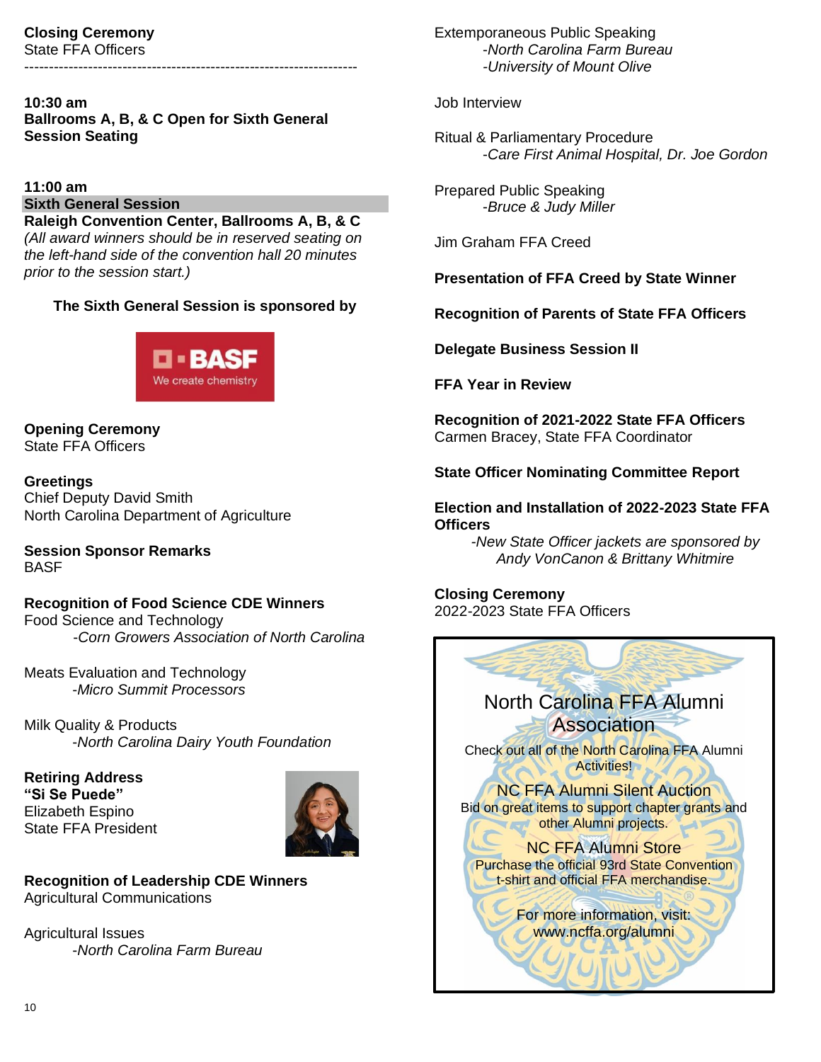**Closing Ceremony**
State FFA Officers

---

**10:30 am**
**Ballrooms A, B, & C Open for Sixth General Session Seating**

**11:00 am**
**Sixth General Session**
**Raleigh Convention Center, Ballrooms A, B, & C**
*(All award winners should be in reserved seating on the left-hand side of the convention hall 20 minutes prior to the session start.)*

**The Sixth General Session is sponsored by**

BASF
We create chemistry

**Opening Ceremony**
State FFA Officers

**Greetings**
Chief Deputy David Smith
North Carolina Department of Agriculture

**Session Sponsor Remarks**
BASF

**Recognition of Food Science CDE Winners**
Food Science and Technology
*-Corn Growers Association of North Carolina*

Meats Evaluation and Technology
*-Micro Summit Processors*

Milk Quality & Products
*-North Carolina Dairy Youth Foundation*

**Retiring Address**
**"Si Se Puede"**
Elizabeth Espino
State FFA President

**Recognition of Leadership CDE Winners**
Agricultural Communications

Agricultural Issues
*-North Carolina Farm Bureau*

Extemporaneous Public Speaking
*-North Carolina Farm Bureau*
*-University of Mount Olive*

Job Interview

Ritual & Parliamentary Procedure
*-Care First Animal Hospital, Dr. Joe Gordon*

Prepared Public Speaking
*-Bruce & Judy Miller*

Jim Graham FFA Creed

**Presentation of FFA Creed by State Winner**

**Recognition of Parents of State FFA Officers**

**Delegate Business Session II**

**FFA Year in Review**

**Recognition of 2021-2022 State FFA Officers**
Carmen Bracey, State FFA Coordinator

**State Officer Nominating Committee Report**

**Election and Installation of 2022-2023 State FFA Officers**
*-New State Officer jackets are sponsored by Andy VonCanon & Brittany Whitmire*

**Closing Ceremony**
2022-2023 State FFA Officers

North Carolina FFA Alumni Association

Check out all of the North Carolina FFA Alumni Activities!

NC FFA Alumni Silent Auction
Bid on great items to support chapter grants and other Alumni projects.

NC FFA Alumni Store
Purchase the official 93rd State Convention t-shirt and official FFA merchandise.

For more information, visit:
www.ncffa.org/alumni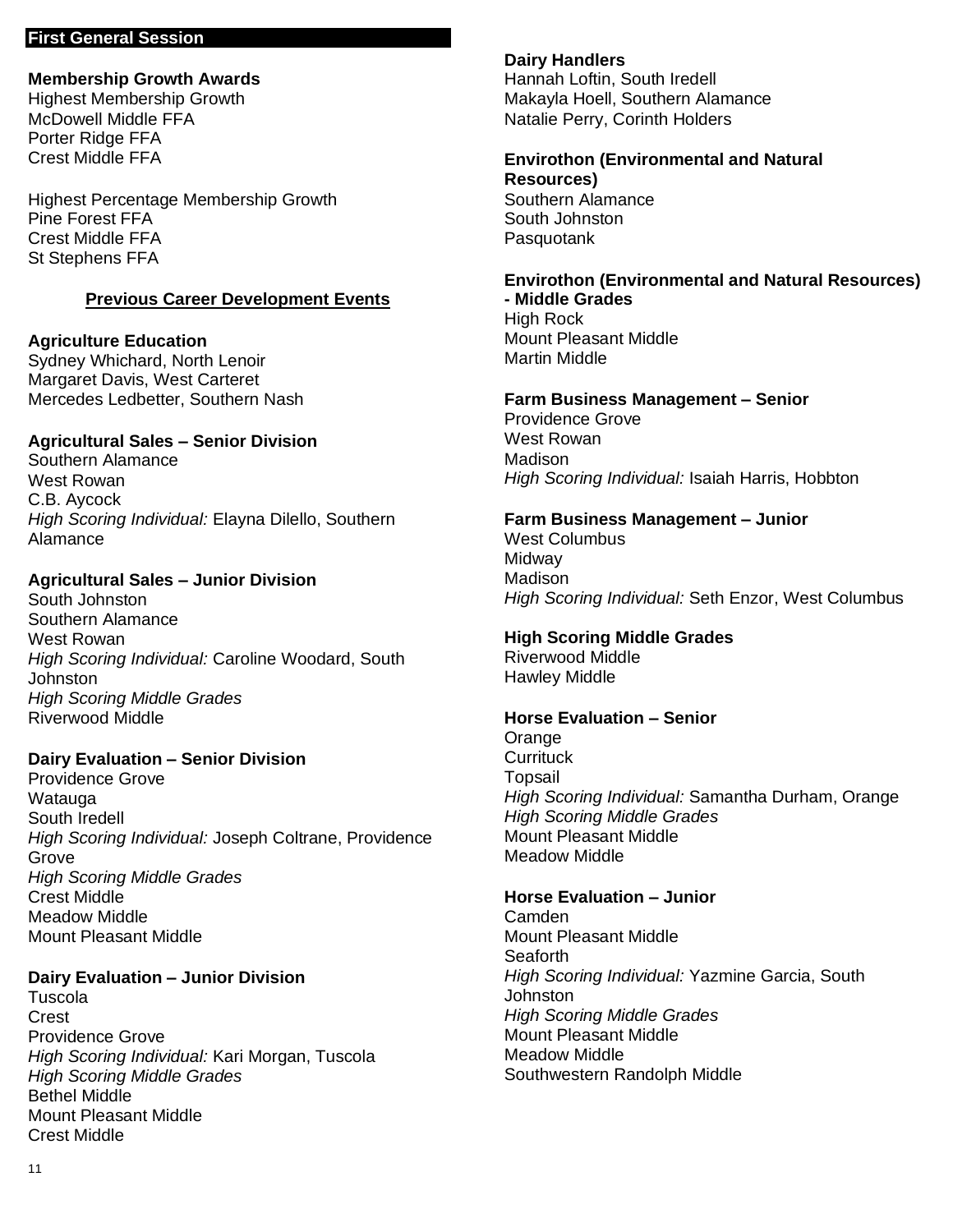## First General Session

**Membership Growth Awards**
Highest Membership Growth
McDowell Middle FFA
Porter Ridge FFA
Crest Middle FFA

Highest Percentage Membership Growth
Pine Forest FFA
Crest Middle FFA
St Stephens FFA

### Previous Career Development Events

**Agriculture Education**
Sydney Whichard, North Lenoir
Margaret Davis, West Carteret
Mercedes Ledbetter, Southern Nash

**Agricultural Sales – Senior Division**
Southern Alamance
West Rowan
C.B. Aycock
*High Scoring Individual:* Elayna Dilello, Southern Alamance

**Agricultural Sales – Junior Division**
South Johnston
Southern Alamance
West Rowan
*High Scoring Individual:* Caroline Woodard, South Johnston
*High Scoring Middle Grades*
Riverwood Middle

**Dairy Evaluation – Senior Division**
Providence Grove
Watauga
South Iredell
*High Scoring Individual:* Joseph Coltrane, Providence Grove
*High Scoring Middle Grades*
Crest Middle
Meadow Middle
Mount Pleasant Middle

**Dairy Evaluation – Junior Division**
Tuscola
Crest
Providence Grove
*High Scoring Individual:* Kari Morgan, Tuscola
*High Scoring Middle Grades*
Bethel Middle
Mount Pleasant Middle
Crest Middle

**Dairy Handlers**
Hannah Loftin, South Iredell
Makayla Hoell, Southern Alamance
Natalie Perry, Corinth Holders

**Envirothon (Environmental and Natural Resources)**
Southern Alamance
South Johnston
Pasquotank

**Envirothon (Environmental and Natural Resources) - Middle Grades**
High Rock
Mount Pleasant Middle
Martin Middle

**Farm Business Management – Senior**
Providence Grove
West Rowan
Madison
*High Scoring Individual:* Isaiah Harris, Hobbton

**Farm Business Management – Junior**
West Columbus
Midway
Madison
*High Scoring Individual:* Seth Enzor, West Columbus

**High Scoring Middle Grades**
Riverwood Middle
Hawley Middle

**Horse Evaluation – Senior**
Orange
Currituck
Topsail
*High Scoring Individual:* Samantha Durham, Orange
*High Scoring Middle Grades*
Mount Pleasant Middle
Meadow Middle

**Horse Evaluation – Junior**
Camden
Mount Pleasant Middle
Seaforth
*High Scoring Individual:* Yazmine Garcia, South Johnston
*High Scoring Middle Grades*
Mount Pleasant Middle
Meadow Middle
Southwestern Randolph Middle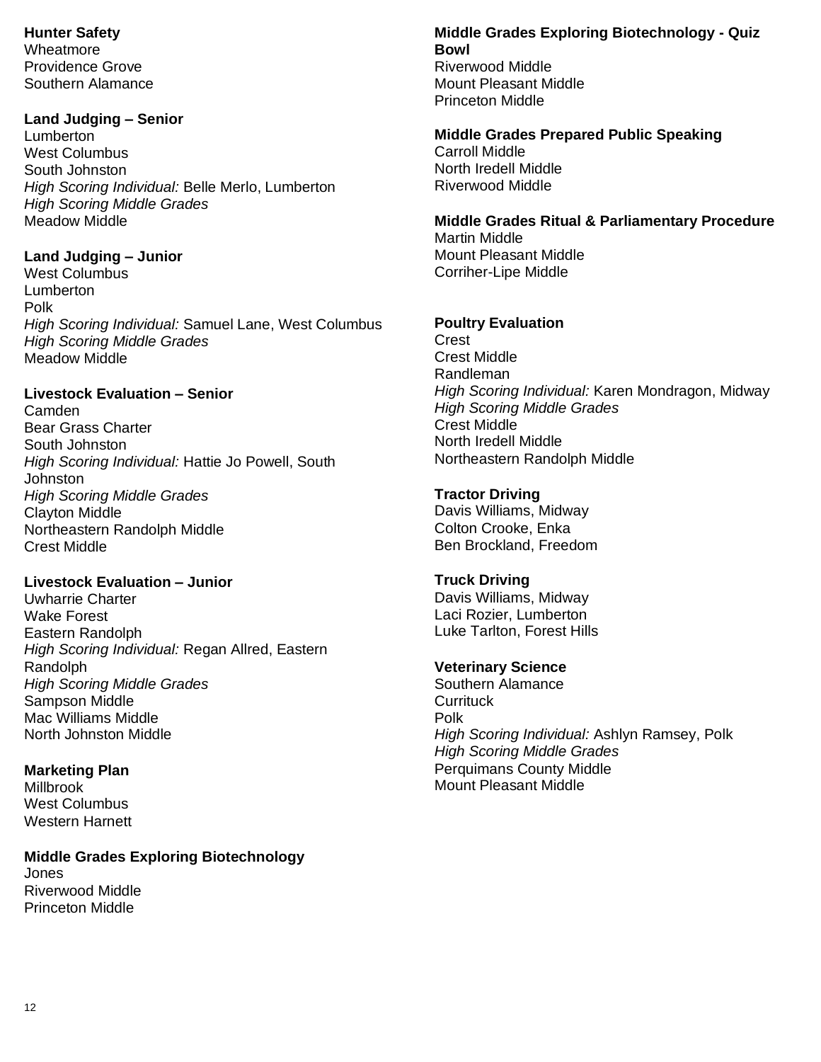**Hunter Safety**
Wheatmore
Providence Grove
Southern Alamance

**Land Judging – Senior**
Lumberton
West Columbus
South Johnston
*High Scoring Individual:* Belle Merlo, Lumberton
*High Scoring Middle Grades*
Meadow Middle

**Land Judging – Junior**
West Columbus
Lumberton
Polk
*High Scoring Individual:* Samuel Lane, West Columbus
*High Scoring Middle Grades*
Meadow Middle

**Livestock Evaluation – Senior**
Camden
Bear Grass Charter
South Johnston
*High Scoring Individual:* Hattie Jo Powell, South Johnston
*High Scoring Middle Grades*
Clayton Middle
Northeastern Randolph Middle
Crest Middle

**Livestock Evaluation – Junior**
Uwharrie Charter
Wake Forest
Eastern Randolph
*High Scoring Individual:* Regan Allred, Eastern Randolph
*High Scoring Middle Grades*
Sampson Middle
Mac Williams Middle
North Johnston Middle

**Marketing Plan**
Millbrook
West Columbus
Western Harnett

**Middle Grades Exploring Biotechnology**
Jones
Riverwood Middle
Princeton Middle

**Middle Grades Exploring Biotechnology - Quiz Bowl**
Riverwood Middle
Mount Pleasant Middle
Princeton Middle

**Middle Grades Prepared Public Speaking**
Carroll Middle
North Iredell Middle
Riverwood Middle

**Middle Grades Ritual & Parliamentary Procedure**
Martin Middle
Mount Pleasant Middle
Corriher-Lipe Middle

**Poultry Evaluation**
Crest
Crest Middle
Randleman
*High Scoring Individual:* Karen Mondragon, Midway
*High Scoring Middle Grades*
Crest Middle
North Iredell Middle
Northeastern Randolph Middle

**Tractor Driving**
Davis Williams, Midway
Colton Crooke, Enka
Ben Brockland, Freedom

**Truck Driving**
Davis Williams, Midway
Laci Rozier, Lumberton
Luke Tarlton, Forest Hills

**Veterinary Science**
Southern Alamance
Currituck
Polk
*High Scoring Individual:* Ashlyn Ramsey, Polk
*High Scoring Middle Grades*
Perquimans County Middle
Mount Pleasant Middle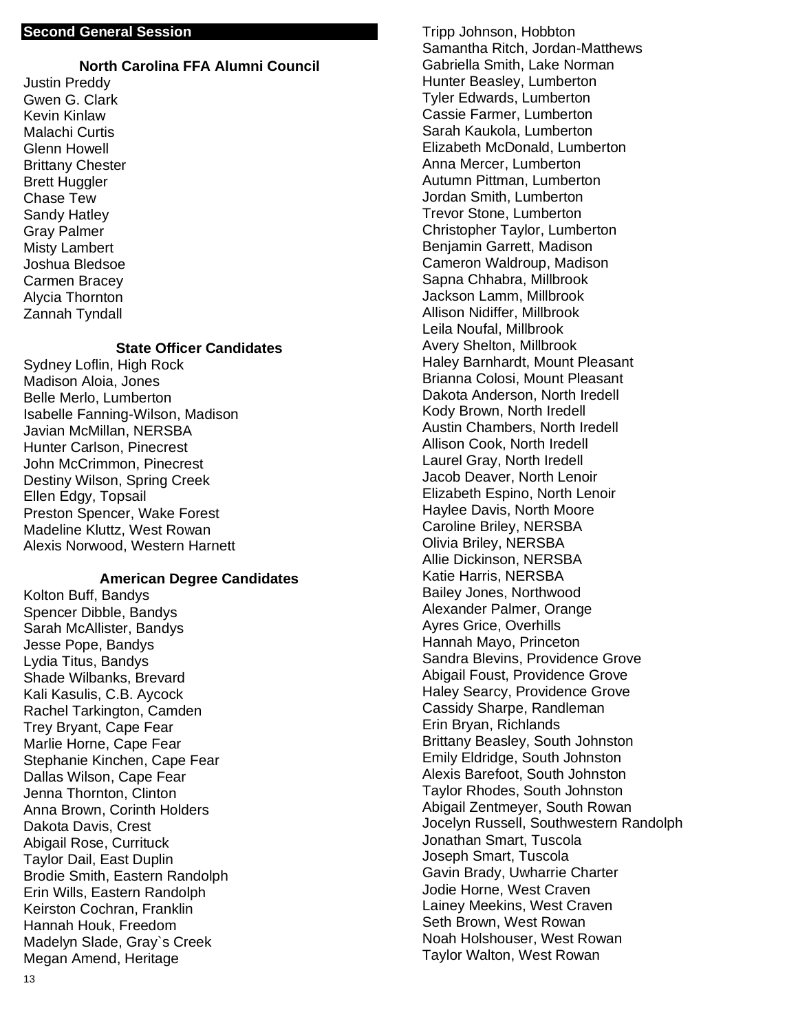## Second General Session

### North Carolina FFA Alumni Council

Justin Preddy
Gwen G. Clark
Kevin Kinlaw
Malachi Curtis
Glenn Howell
Brittany Chester
Brett Huggler
Chase Tew
Sandy Hatley
Gray Palmer
Misty Lambert
Joshua Bledsoe
Carmen Bracey
Alycia Thornton
Zannah Tyndall

### State Officer Candidates

Sydney Loflin, High Rock
Madison Aloia, Jones
Belle Merlo, Lumberton
Isabelle Fanning-Wilson, Madison
Javian McMillan, NERSBA
Hunter Carlson, Pinecrest
John McCrimmon, Pinecrest
Destiny Wilson, Spring Creek
Ellen Edgy, Topsail
Preston Spencer, Wake Forest
Madeline Kluttz, West Rowan
Alexis Norwood, Western Harnett

### American Degree Candidates

Kolton Buff, Bandys
Spencer Dibble, Bandys
Sarah McAllister, Bandys
Jesse Pope, Bandys
Lydia Titus, Bandys
Shade Wilbanks, Brevard
Kali Kasulis, C.B. Aycock
Rachel Tarkington, Camden
Trey Bryant, Cape Fear
Marlie Horne, Cape Fear
Stephanie Kinchen, Cape Fear
Dallas Wilson, Cape Fear
Jenna Thornton, Clinton
Anna Brown, Corinth Holders
Dakota Davis, Crest
Abigail Rose, Currituck
Taylor Dail, East Duplin
Brodie Smith, Eastern Randolph
Erin Wills, Eastern Randolph
Keirston Cochran, Franklin
Hannah Houk, Freedom
Madelyn Slade, Gray`s Creek
Megan Amend, Heritage
Tripp Johnson, Hobbton
Samantha Ritch, Jordan-Matthews
Gabriella Smith, Lake Norman
Hunter Beasley, Lumberton
Tyler Edwards, Lumberton
Cassie Farmer, Lumberton
Sarah Kaukola, Lumberton
Elizabeth McDonald, Lumberton
Anna Mercer, Lumberton
Autumn Pittman, Lumberton
Jordan Smith, Lumberton
Trevor Stone, Lumberton
Christopher Taylor, Lumberton
Benjamin Garrett, Madison
Cameron Waldroup, Madison
Sapna Chhabra, Millbrook
Jackson Lamm, Millbrook
Allison Nidiffer, Millbrook
Leila Noufal, Millbrook
Avery Shelton, Millbrook
Haley Barnhardt, Mount Pleasant
Brianna Colosi, Mount Pleasant
Dakota Anderson, North Iredell
Kody Brown, North Iredell
Austin Chambers, North Iredell
Allison Cook, North Iredell
Laurel Gray, North Iredell
Jacob Deaver, North Lenoir
Elizabeth Espino, North Lenoir
Haylee Davis, North Moore
Caroline Briley, NERSBA
Olivia Briley, NERSBA
Allie Dickinson, NERSBA
Katie Harris, NERSBA
Bailey Jones, Northwood
Alexander Palmer, Orange
Ayres Grice, Overhills
Hannah Mayo, Princeton
Sandra Blevins, Providence Grove
Abigail Foust, Providence Grove
Haley Searcy, Providence Grove
Cassidy Sharpe, Randleman
Erin Bryan, Richlands
Brittany Beasley, South Johnston
Emily Eldridge, South Johnston
Alexis Barefoot, South Johnston
Taylor Rhodes, South Johnston
Abigail Zentmeyer, South Rowan
Jocelyn Russell, Southwestern Randolph
Jonathan Smart, Tuscola
Joseph Smart, Tuscola
Gavin Brady, Uwharrie Charter
Jodie Horne, West Craven
Lainey Meekins, West Craven
Seth Brown, West Rowan
Noah Holshouser, West Rowan
Taylor Walton, West Rowan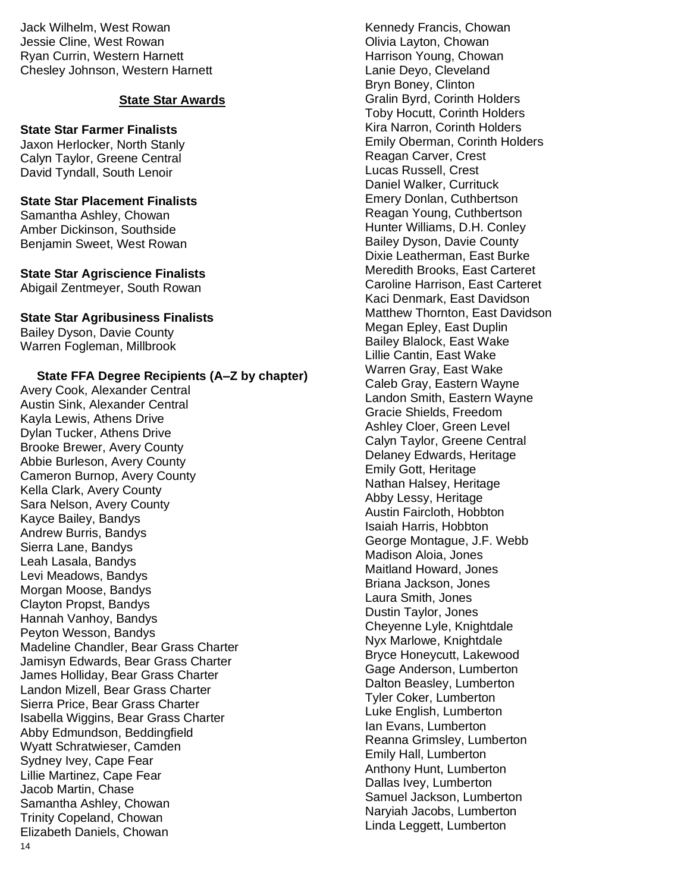Jack Wilhelm, West Rowan
Jessie Cline, West Rowan
Ryan Currin, Western Harnett
Chesley Johnson, Western Harnett

## State Star Awards

**State Star Farmer Finalists**
Jaxon Herlocker, North Stanly
Calyn Taylor, Greene Central
David Tyndall, South Lenoir

**State Star Placement Finalists**
Samantha Ashley, Chowan
Amber Dickinson, Southside
Benjamin Sweet, West Rowan

**State Star Agriscience Finalists**
Abigail Zentmeyer, South Rowan

**State Star Agribusiness Finalists**
Bailey Dyson, Davie County
Warren Fogleman, Millbrook

**State FFA Degree Recipients (A–Z by chapter)**
Avery Cook, Alexander Central
Austin Sink, Alexander Central
Kayla Lewis, Athens Drive
Dylan Tucker, Athens Drive
Brooke Brewer, Avery County
Abbie Burleson, Avery County
Cameron Burnop, Avery County
Kella Clark, Avery County
Sara Nelson, Avery County
Kayce Bailey, Bandys
Andrew Burris, Bandys
Sierra Lane, Bandys
Leah Lasala, Bandys
Levi Meadows, Bandys
Morgan Moose, Bandys
Clayton Propst, Bandys
Hannah Vanhoy, Bandys
Peyton Wesson, Bandys
Madeline Chandler, Bear Grass Charter
Jamisyn Edwards, Bear Grass Charter
James Holliday, Bear Grass Charter
Landon Mizell, Bear Grass Charter
Sierra Price, Bear Grass Charter
Isabella Wiggins, Bear Grass Charter
Abby Edmundson, Beddingfield
Wyatt Schratwieser, Camden
Sydney Ivey, Cape Fear
Lillie Martinez, Cape Fear
Jacob Martin, Chase
Samantha Ashley, Chowan
Trinity Copeland, Chowan
Elizabeth Daniels, Chowan
Kennedy Francis, Chowan
Olivia Layton, Chowan
Harrison Young, Chowan
Lanie Deyo, Cleveland
Bryn Boney, Clinton
Gralin Byrd, Corinth Holders
Toby Hocutt, Corinth Holders
Kira Narron, Corinth Holders
Emily Oberman, Corinth Holders
Reagan Carver, Crest
Lucas Russell, Crest
Daniel Walker, Currituck
Emery Donlan, Cuthbertson
Reagan Young, Cuthbertson
Hunter Williams, D.H. Conley
Bailey Dyson, Davie County
Dixie Leatherman, East Burke
Meredith Brooks, East Carteret
Caroline Harrison, East Carteret
Kaci Denmark, East Davidson
Matthew Thornton, East Davidson
Megan Epley, East Duplin
Bailey Blalock, East Wake
Lillie Cantin, East Wake
Warren Gray, East Wake
Caleb Gray, Eastern Wayne
Landon Smith, Eastern Wayne
Gracie Shields, Freedom
Ashley Cloer, Green Level
Calyn Taylor, Greene Central
Delaney Edwards, Heritage
Emily Gott, Heritage
Nathan Halsey, Heritage
Abby Lessy, Heritage
Austin Faircloth, Hobbton
Isaiah Harris, Hobbton
George Montague, J.F. Webb
Madison Aloia, Jones
Maitland Howard, Jones
Briana Jackson, Jones
Laura Smith, Jones
Dustin Taylor, Jones
Cheyenne Lyle, Knightdale
Nyx Marlowe, Knightdale
Bryce Honeycutt, Lakewood
Gage Anderson, Lumberton
Dalton Beasley, Lumberton
Tyler Coker, Lumberton
Luke English, Lumberton
Ian Evans, Lumberton
Reanna Grimsley, Lumberton
Emily Hall, Lumberton
Anthony Hunt, Lumberton
Dallas Ivey, Lumberton
Samuel Jackson, Lumberton
Naryiah Jacobs, Lumberton
Linda Leggett, Lumberton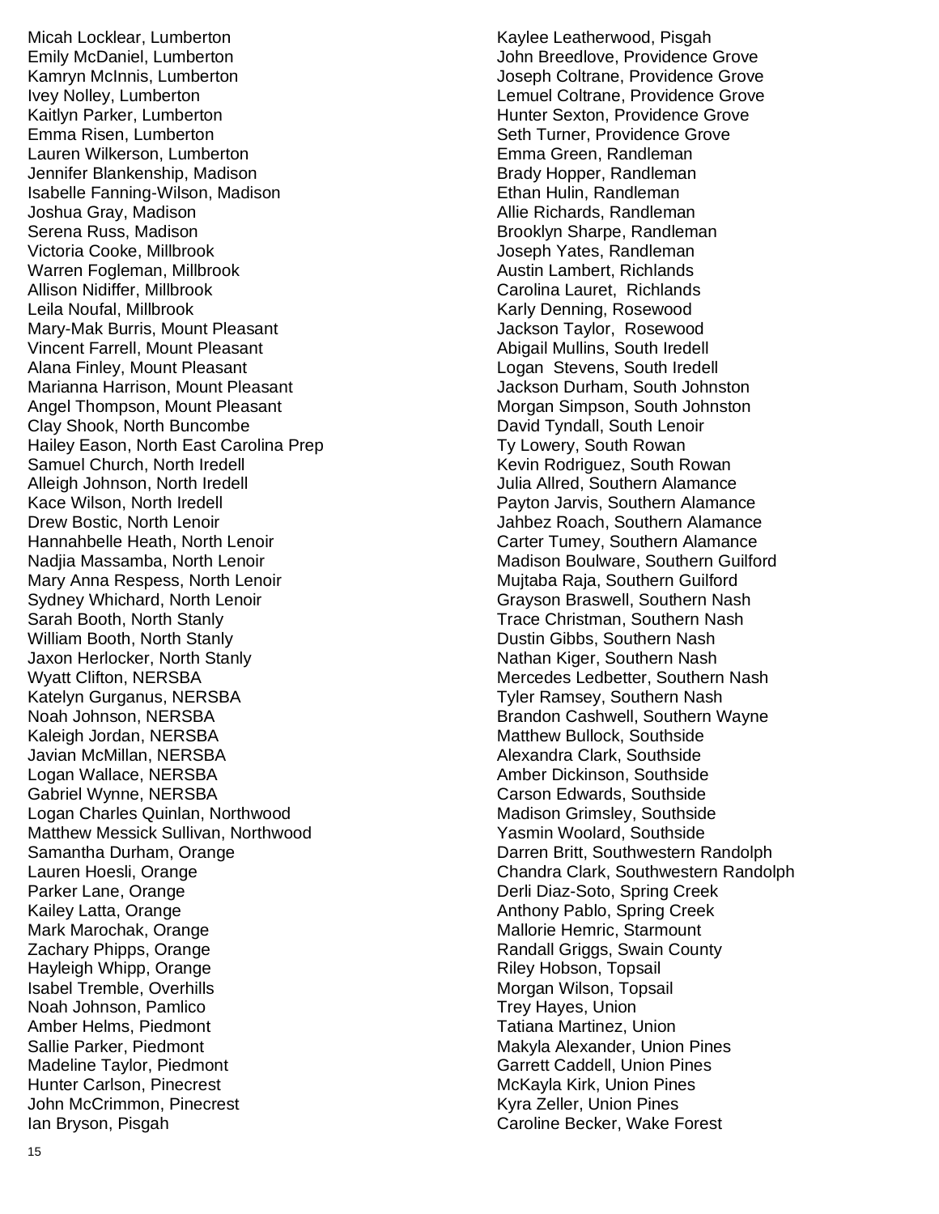Micah Locklear, Lumberton
Emily McDaniel, Lumberton
Kamryn McInnis, Lumberton
Ivey Nolley, Lumberton
Kaitlyn Parker, Lumberton
Emma Risen, Lumberton
Lauren Wilkerson, Lumberton
Jennifer Blankenship, Madison
Isabelle Fanning-Wilson, Madison
Joshua Gray, Madison
Serena Russ, Madison
Victoria Cooke, Millbrook
Warren Fogleman, Millbrook
Allison Nidiffer, Millbrook
Leila Noufal, Millbrook
Mary-Mak Burris, Mount Pleasant
Vincent Farrell, Mount Pleasant
Alana Finley, Mount Pleasant
Marianna Harrison, Mount Pleasant
Angel Thompson, Mount Pleasant
Clay Shook, North Buncombe
Hailey Eason, North East Carolina Prep
Samuel Church, North Iredell
Alleigh Johnson, North Iredell
Kace Wilson, North Iredell
Drew Bostic, North Lenoir
Hannahbelle Heath, North Lenoir
Nadjia Massamba, North Lenoir
Mary Anna Respess, North Lenoir
Sydney Whichard, North Lenoir
Sarah Booth, North Stanly
William Booth, North Stanly
Jaxon Herlocker, North Stanly
Wyatt Clifton, NERSBA
Katelyn Gurganus, NERSBA
Noah Johnson, NERSBA
Kaleigh Jordan, NERSBA
Javian McMillan, NERSBA
Logan Wallace, NERSBA
Gabriel Wynne, NERSBA
Logan Charles Quinlan, Northwood
Matthew Messick Sullivan, Northwood
Samantha Durham, Orange
Lauren Hoesli, Orange
Parker Lane, Orange
Kailey Latta, Orange
Mark Marochak, Orange
Zachary Phipps, Orange
Hayleigh Whipp, Orange
Isabel Tremble, Overhills
Noah Johnson, Pamlico
Amber Helms, Piedmont
Sallie Parker, Piedmont
Madeline Taylor, Piedmont
Hunter Carlson, Pinecrest
John McCrimmon, Pinecrest
Ian Bryson, Pisgah
Kaylee Leatherwood, Pisgah
John Breedlove, Providence Grove
Joseph Coltrane, Providence Grove
Lemuel Coltrane, Providence Grove
Hunter Sexton, Providence Grove
Seth Turner, Providence Grove
Emma Green, Randleman
Brady Hopper, Randleman
Ethan Hulin, Randleman
Allie Richards, Randleman
Brooklyn Sharpe, Randleman
Joseph Yates, Randleman
Austin Lambert, Richlands
Carolina Lauret, Richlands
Karly Denning, Rosewood
Jackson Taylor, Rosewood
Abigail Mullins, South Iredell
Logan Stevens, South Iredell
Jackson Durham, South Johnston
Morgan Simpson, South Johnston
David Tyndall, South Lenoir
Ty Lowery, South Rowan
Kevin Rodriguez, South Rowan
Julia Allred, Southern Alamance
Payton Jarvis, Southern Alamance
Jahbez Roach, Southern Alamance
Carter Tumey, Southern Alamance
Madison Boulware, Southern Guilford
Mujtaba Raja, Southern Guilford
Grayson Braswell, Southern Nash
Trace Christman, Southern Nash
Dustin Gibbs, Southern Nash
Nathan Kiger, Southern Nash
Mercedes Ledbetter, Southern Nash
Tyler Ramsey, Southern Nash
Brandon Cashwell, Southern Wayne
Matthew Bullock, Southside
Alexandra Clark, Southside
Amber Dickinson, Southside
Carson Edwards, Southside
Madison Grimsley, Southside
Yasmin Woolard, Southside
Darren Britt, Southwestern Randolph
Chandra Clark, Southwestern Randolph
Derli Diaz-Soto, Spring Creek
Anthony Pablo, Spring Creek
Mallorie Hemric, Starmount
Randall Griggs, Swain County
Riley Hobson, Topsail
Morgan Wilson, Topsail
Trey Hayes, Union
Tatiana Martinez, Union
Makyla Alexander, Union Pines
Garrett Caddell, Union Pines
McKayla Kirk, Union Pines
Kyra Zeller, Union Pines
Caroline Becker, Wake Forest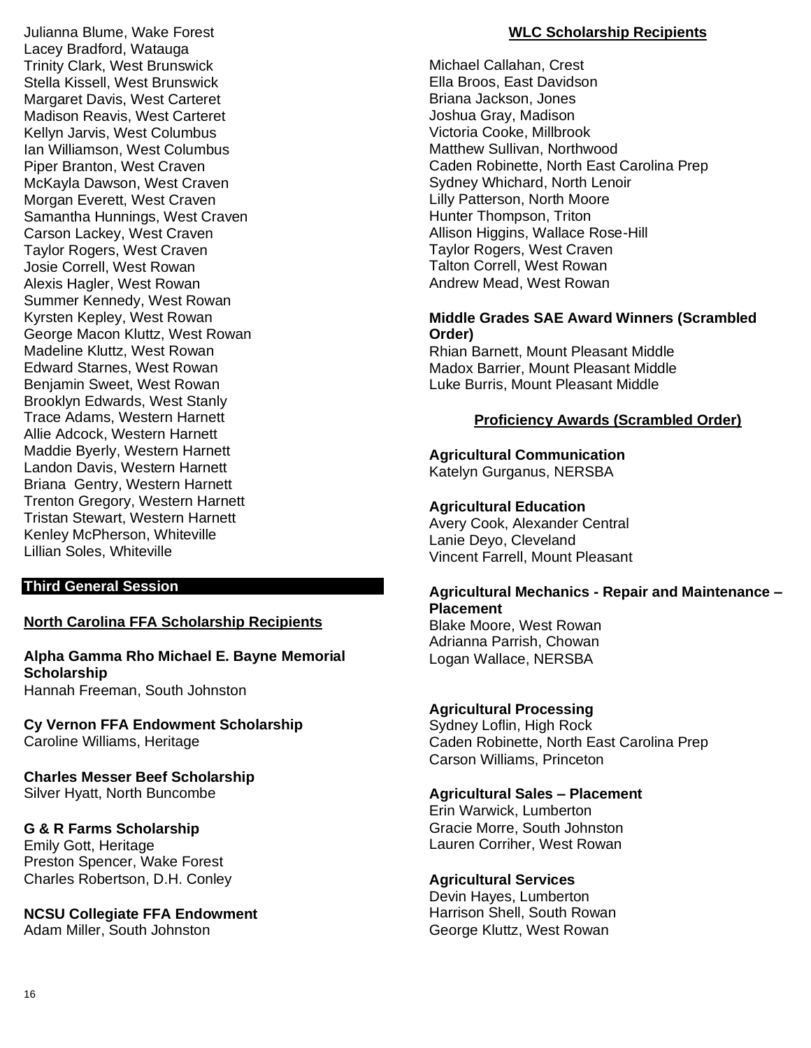Julianna Blume, Wake Forest
Lacey Bradford, Watauga
Trinity Clark, West Brunswick
Stella Kissell, West Brunswick
Margaret Davis, West Carteret
Madison Reavis, West Carteret
Kellyn Jarvis, West Columbus
Ian Williamson, West Columbus
Piper Branton, West Craven
McKayla Dawson, West Craven
Morgan Everett, West Craven
Samantha Hunnings, West Craven
Carson Lackey, West Craven
Taylor Rogers, West Craven
Josie Correll, West Rowan
Alexis Hagler, West Rowan
Summer Kennedy, West Rowan
Kyrsten Kepley, West Rowan
George Macon Kluttz, West Rowan
Madeline Kluttz, West Rowan
Edward Starnes, West Rowan
Benjamin Sweet, West Rowan
Brooklyn Edwards, West Stanly
Trace Adams, Western Harnett
Allie Adcock, Western Harnett
Maddie Byerly, Western Harnett
Landon Davis, Western Harnett
Briana Gentry, Western Harnett
Trenton Gregory, Western Harnett
Tristan Stewart, Western Harnett
Kenley McPherson, Whiteville
Lillian Soles, Whiteville

## Third General Session

**North Carolina FFA Scholarship Recipients**

**Alpha Gamma Rho Michael E. Bayne Memorial Scholarship**
Hannah Freeman, South Johnston

**Cy Vernon FFA Endowment Scholarship**
Caroline Williams, Heritage

**Charles Messer Beef Scholarship**
Silver Hyatt, North Buncombe

**G & R Farms Scholarship**
Emily Gott, Heritage
Preston Spencer, Wake Forest
Charles Robertson, D.H. Conley

**NCSU Collegiate FFA Endowment**
Adam Miller, South Johnston

**WLC Scholarship Recipients**

Michael Callahan, Crest
Ella Broos, East Davidson
Briana Jackson, Jones
Joshua Gray, Madison
Victoria Cooke, Millbrook
Matthew Sullivan, Northwood
Caden Robinette, North East Carolina Prep
Sydney Whichard, North Lenoir
Lilly Patterson, North Moore
Hunter Thompson, Triton
Allison Higgins, Wallace Rose-Hill
Taylor Rogers, West Craven
Talton Correll, West Rowan
Andrew Mead, West Rowan

**Middle Grades SAE Award Winners (Scrambled Order)**
Rhian Barnett, Mount Pleasant Middle
Madox Barrier, Mount Pleasant Middle
Luke Burris, Mount Pleasant Middle

**Proficiency Awards (Scrambled Order)**

**Agricultural Communication**
Katelyn Gurganus, NERSBA

**Agricultural Education**
Avery Cook, Alexander Central
Lanie Deyo, Cleveland
Vincent Farrell, Mount Pleasant

**Agricultural Mechanics - Repair and Maintenance – Placement**
Blake Moore, West Rowan
Adrianna Parrish, Chowan
Logan Wallace, NERSBA

**Agricultural Processing**
Sydney Loflin, High Rock
Caden Robinette, North East Carolina Prep
Carson Williams, Princeton

**Agricultural Sales – Placement**
Erin Warwick, Lumberton
Gracie Morre, South Johnston
Lauren Corriher, West Rowan

**Agricultural Services**
Devin Hayes, Lumberton
Harrison Shell, South Rowan
George Kluttz, West Rowan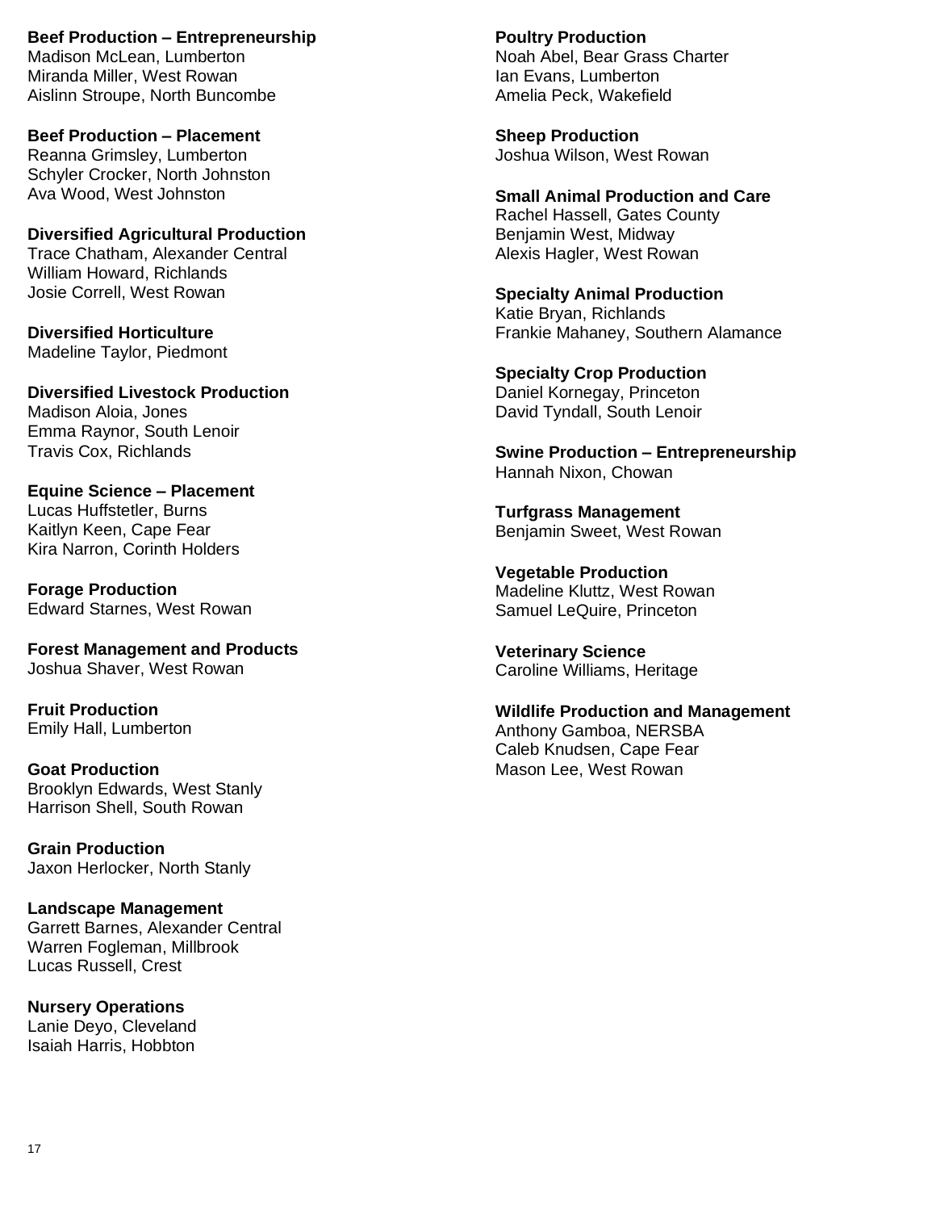**Beef Production – Entrepreneurship**
Madison McLean, Lumberton
Miranda Miller, West Rowan
Aislinn Stroupe, North Buncombe

**Beef Production – Placement**
Reanna Grimsley, Lumberton
Schyler Crocker, North Johnston
Ava Wood, West Johnston

**Diversified Agricultural Production**
Trace Chatham, Alexander Central
William Howard, Richlands
Josie Correll, West Rowan

**Diversified Horticulture**
Madeline Taylor, Piedmont

**Diversified Livestock Production**
Madison Aloia, Jones
Emma Raynor, South Lenoir
Travis Cox, Richlands

**Equine Science – Placement**
Lucas Huffstetler, Burns
Kaitlyn Keen, Cape Fear
Kira Narron, Corinth Holders

**Forage Production**
Edward Starnes, West Rowan

**Forest Management and Products**
Joshua Shaver, West Rowan

**Fruit Production**
Emily Hall, Lumberton

**Goat Production**
Brooklyn Edwards, West Stanly
Harrison Shell, South Rowan

**Grain Production**
Jaxon Herlocker, North Stanly

**Landscape Management**
Garrett Barnes, Alexander Central
Warren Fogleman, Millbrook
Lucas Russell, Crest

**Nursery Operations**
Lanie Deyo, Cleveland
Isaiah Harris, Hobbton

**Poultry Production**
Noah Abel, Bear Grass Charter
Ian Evans, Lumberton
Amelia Peck, Wakefield

**Sheep Production**
Joshua Wilson, West Rowan

**Small Animal Production and Care**
Rachel Hassell, Gates County
Benjamin West, Midway
Alexis Hagler, West Rowan

**Specialty Animal Production**
Katie Bryan, Richlands
Frankie Mahaney, Southern Alamance

**Specialty Crop Production**
Daniel Kornegay, Princeton
David Tyndall, South Lenoir

**Swine Production – Entrepreneurship**
Hannah Nixon, Chowan

**Turfgrass Management**
Benjamin Sweet, West Rowan

**Vegetable Production**
Madeline Kluttz, West Rowan
Samuel LeQuire, Princeton

**Veterinary Science**
Caroline Williams, Heritage

**Wildlife Production and Management**
Anthony Gamboa, NERSBA
Caleb Knudsen, Cape Fear
Mason Lee, West Rowan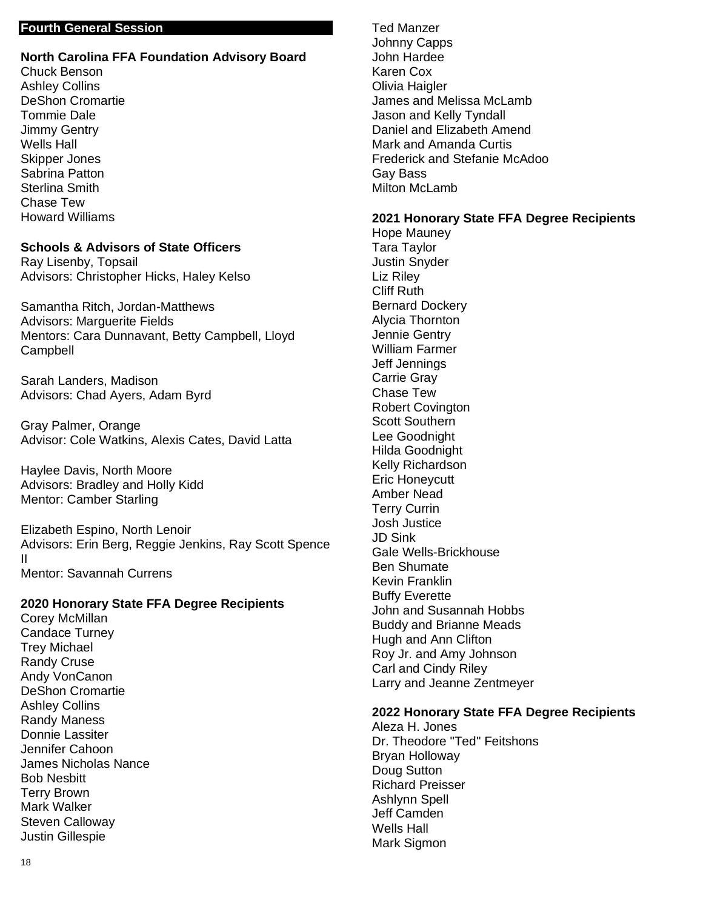## Fourth General Session

### North Carolina FFA Foundation Advisory Board

Chuck Benson
Ashley Collins
DeShon Cromartie
Tommie Dale
Jimmy Gentry
Wells Hall
Skipper Jones
Sabrina Patton
Sterlina Smith
Chase Tew
Howard Williams

### Schools & Advisors of State Officers

Ray Lisenby, Topsail
Advisors: Christopher Hicks, Haley Kelso

Samantha Ritch, Jordan-Matthews
Advisors: Marguerite Fields
Mentors: Cara Dunnavant, Betty Campbell, Lloyd Campbell

Sarah Landers, Madison
Advisors: Chad Ayers, Adam Byrd

Gray Palmer, Orange
Advisor: Cole Watkins, Alexis Cates, David Latta

Haylee Davis, North Moore
Advisors: Bradley and Holly Kidd
Mentor: Camber Starling

Elizabeth Espino, North Lenoir
Advisors: Erin Berg, Reggie Jenkins, Ray Scott Spence II
Mentor: Savannah Currens

### 2020 Honorary State FFA Degree Recipients

Corey McMillan
Candace Turney
Trey Michael
Randy Cruse
Andy VonCanon
DeShon Cromartie
Ashley Collins
Randy Maness
Donnie Lassiter
Jennifer Cahoon
James Nicholas Nance
Bob Nesbitt
Terry Brown
Mark Walker
Steven Calloway
Justin Gillespie
Ted Manzer
Johnny Capps
John Hardee
Karen Cox
Olivia Haigler
James and Melissa McLamb
Jason and Kelly Tyndall
Daniel and Elizabeth Amend
Mark and Amanda Curtis
Frederick and Stefanie McAdoo
Gay Bass
Milton McLamb

### 2021 Honorary State FFA Degree Recipients

Hope Mauney
Tara Taylor
Justin Snyder
Liz Riley
Cliff Ruth
Bernard Dockery
Alycia Thornton
Jennie Gentry
William Farmer
Jeff Jennings
Carrie Gray
Chase Tew
Robert Covington
Scott Southern
Lee Goodnight
Hilda Goodnight
Kelly Richardson
Eric Honeycutt
Amber Nead
Terry Currin
Josh Justice
JD Sink
Gale Wells-Brickhouse
Ben Shumate
Kevin Franklin
Buffy Everette
John and Susannah Hobbs
Buddy and Brianne Meads
Hugh and Ann Clifton
Roy Jr. and Amy Johnson
Carl and Cindy Riley
Larry and Jeanne Zentmeyer

### 2022 Honorary State FFA Degree Recipients

Aleza H. Jones
Dr. Theodore "Ted" Feitshons
Bryan Holloway
Doug Sutton
Richard Preisser
Ashlynn Spell
Jeff Camden
Wells Hall
Mark Sigmon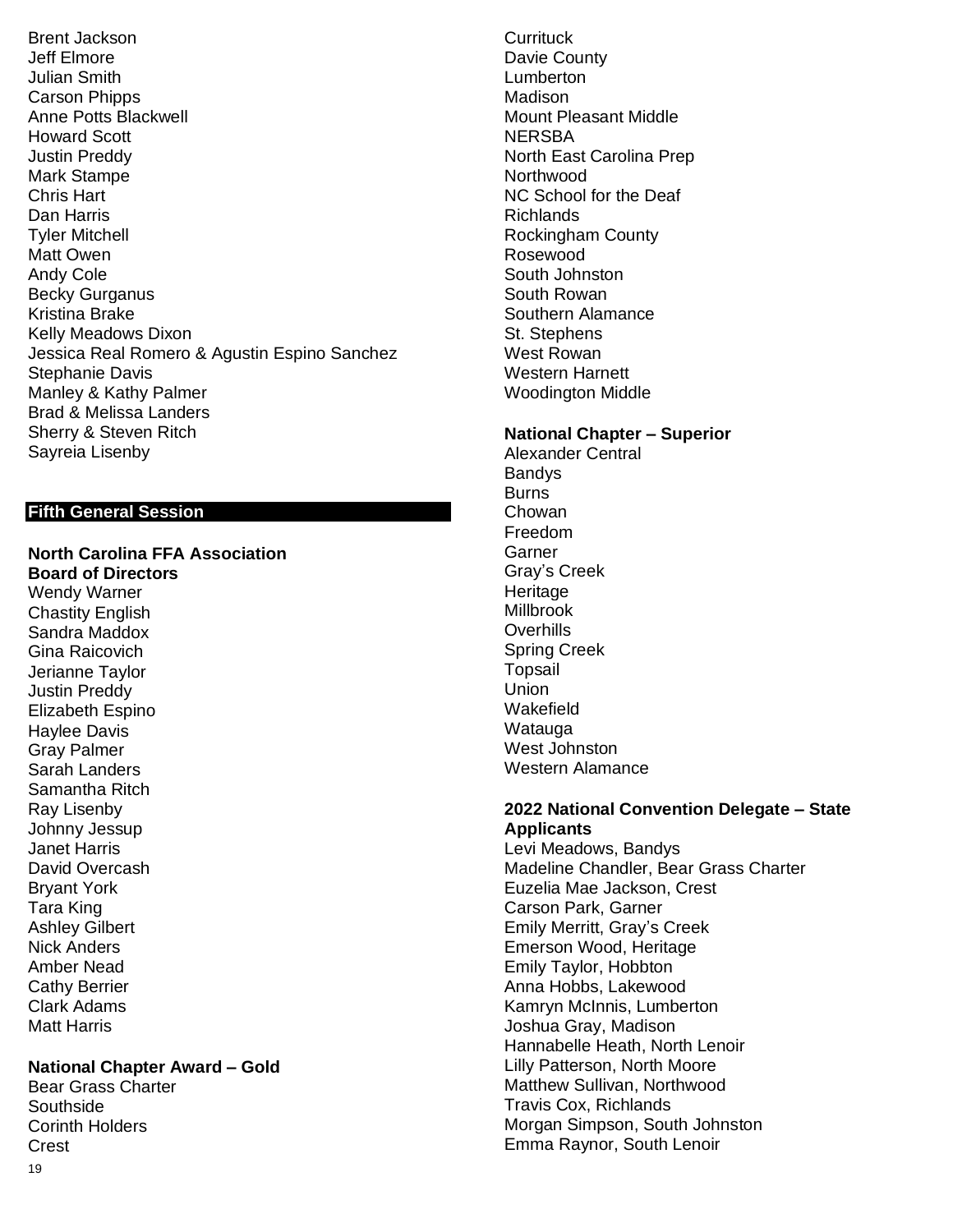Brent Jackson
Jeff Elmore
Julian Smith
Carson Phipps
Anne Potts Blackwell
Howard Scott
Justin Preddy
Mark Stampe
Chris Hart
Dan Harris
Tyler Mitchell
Matt Owen
Andy Cole
Becky Gurganus
Kristina Brake
Kelly Meadows Dixon
Jessica Real Romero & Agustin Espino Sanchez
Stephanie Davis
Manley & Kathy Palmer
Brad & Melissa Landers
Sherry & Steven Ritch
Sayreia Lisenby

## Fifth General Session

**North Carolina FFA Association Board of Directors**

Wendy Warner
Chastity English
Sandra Maddox
Gina Raicovich
Jerianne Taylor
Justin Preddy
Elizabeth Espino
Haylee Davis
Gray Palmer
Sarah Landers
Samantha Ritch
Ray Lisenby
Johnny Jessup
Janet Harris
David Overcash
Bryant York
Tara King
Ashley Gilbert
Nick Anders
Amber Nead
Cathy Berrier
Clark Adams
Matt Harris

**National Chapter Award – Gold**

Bear Grass Charter
Southside
Corinth Holders
Crest
Currituck
Davie County
Lumberton
Madison
Mount Pleasant Middle
NERSBA
North East Carolina Prep
Northwood
NC School for the Deaf
Richlands
Rockingham County
Rosewood
South Johnston
South Rowan
Southern Alamance
St. Stephens
West Rowan
Western Harnett
Woodington Middle

**National Chapter – Superior**

Alexander Central
Bandys
Burns
Chowan
Freedom
Garner
Gray's Creek
Heritage
Millbrook
Overhills
Spring Creek
Topsail
Union
Wakefield
Watauga
West Johnston
Western Alamance

**2022 National Convention Delegate – State Applicants**

Levi Meadows, Bandys
Madeline Chandler, Bear Grass Charter
Euzelia Mae Jackson, Crest
Carson Park, Garner
Emily Merritt, Gray's Creek
Emerson Wood, Heritage
Emily Taylor, Hobbton
Anna Hobbs, Lakewood
Kamryn McInnis, Lumberton
Joshua Gray, Madison
Hannabelle Heath, North Lenoir
Lilly Patterson, North Moore
Matthew Sullivan, Northwood
Travis Cox, Richlands
Morgan Simpson, South Johnston
Emma Raynor, South Lenoir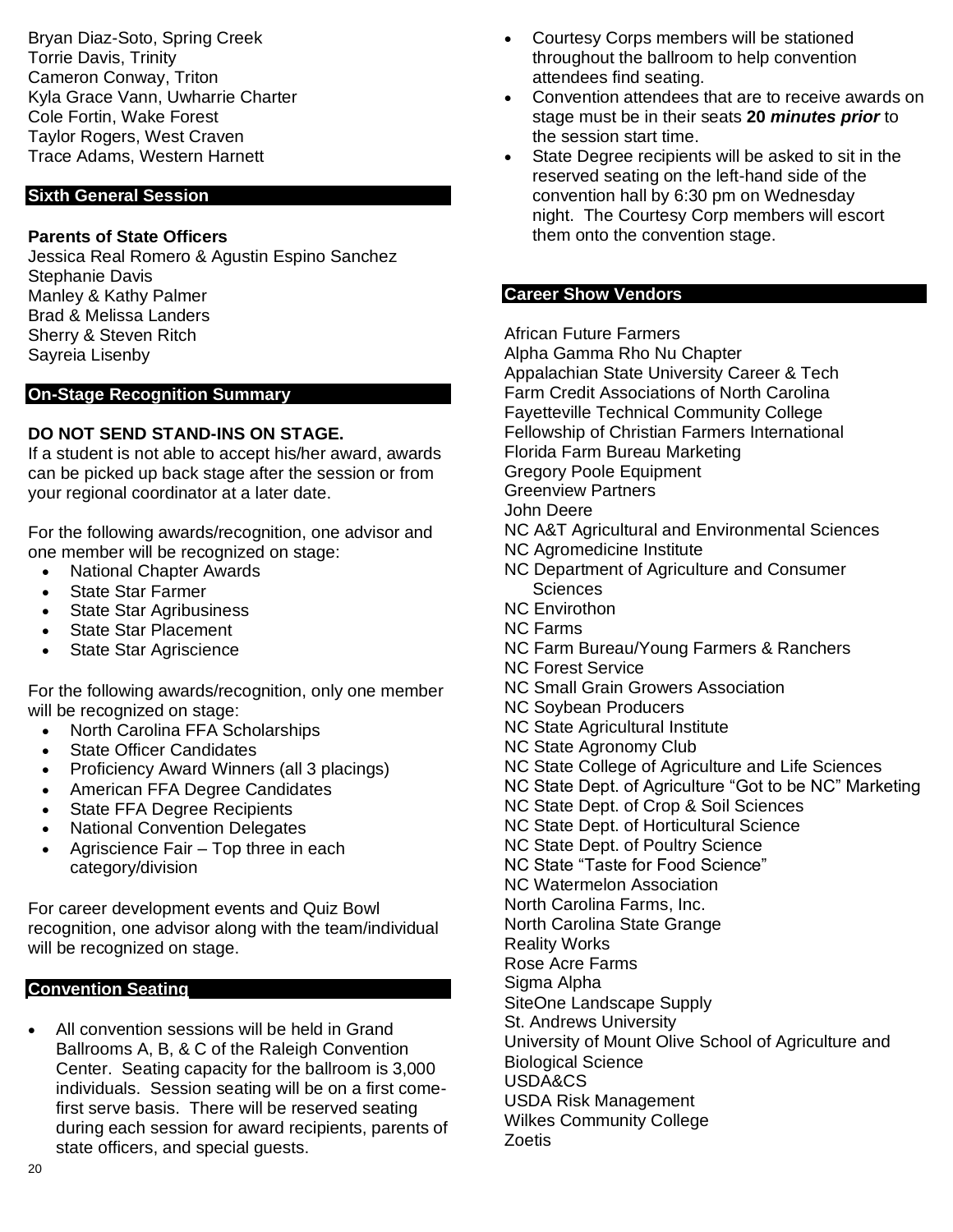Bryan Diaz-Soto, Spring Creek
Torrie Davis, Trinity
Cameron Conway, Triton
Kyla Grace Vann, Uwharrie Charter
Cole Fortin, Wake Forest
Taylor Rogers, West Craven
Trace Adams, Western Harnett

## Sixth General Session

**Parents of State Officers**
Jessica Real Romero & Agustin Espino Sanchez
Stephanie Davis
Manley & Kathy Palmer
Brad & Melissa Landers
Sherry & Steven Ritch
Sayreia Lisenby

## On-Stage Recognition Summary

**DO NOT SEND STAND-INS ON STAGE.**
If a student is not able to accept his/her award, awards can be picked up back stage after the session or from your regional coordinator at a later date.

For the following awards/recognition, one advisor and one member will be recognized on stage:

- National Chapter Awards
- State Star Farmer
- State Star Agribusiness
- State Star Placement
- State Star Agriscience

For the following awards/recognition, only one member will be recognized on stage:

- North Carolina FFA Scholarships
- State Officer Candidates
- Proficiency Award Winners (all 3 placings)
- American FFA Degree Candidates
- State FFA Degree Recipients
- National Convention Delegates
- Agriscience Fair – Top three in each category/division

For career development events and Quiz Bowl recognition, one advisor along with the team/individual will be recognized on stage.

## Convention Seating

- All convention sessions will be held in Grand Ballrooms A, B, & C of the Raleigh Convention Center. Seating capacity for the ballroom is 3,000 individuals. Session seating will be on a first come-first serve basis. There will be reserved seating during each session for award recipients, parents of state officers, and special guests.
- Courtesy Corps members will be stationed throughout the ballroom to help convention attendees find seating.
- Convention attendees that are to receive awards on stage must be in their seats **20 *minutes prior*** to the session start time.
- State Degree recipients will be asked to sit in the reserved seating on the left-hand side of the convention hall by 6:30 pm on Wednesday night. The Courtesy Corp members will escort them onto the convention stage.

## Career Show Vendors

African Future Farmers
Alpha Gamma Rho Nu Chapter
Appalachian State University Career & Tech
Farm Credit Associations of North Carolina
Fayetteville Technical Community College
Fellowship of Christian Farmers International
Florida Farm Bureau Marketing
Gregory Poole Equipment
Greenview Partners
John Deere
NC A&T Agricultural and Environmental Sciences
NC Agromedicine Institute
NC Department of Agriculture and Consumer Sciences
NC Envirothon
NC Farms
NC Farm Bureau/Young Farmers & Ranchers
NC Forest Service
NC Small Grain Growers Association
NC Soybean Producers
NC State Agricultural Institute
NC State Agronomy Club
NC State College of Agriculture and Life Sciences
NC State Dept. of Agriculture "Got to be NC" Marketing
NC State Dept. of Crop & Soil Sciences
NC State Dept. of Horticultural Science
NC State Dept. of Poultry Science
NC State "Taste for Food Science"
NC Watermelon Association
North Carolina Farms, Inc.
North Carolina State Grange
Reality Works
Rose Acre Farms
Sigma Alpha
SiteOne Landscape Supply
St. Andrews University
University of Mount Olive School of Agriculture and Biological Science
USDA&CS
USDA Risk Management
Wilkes Community College
Zoetis